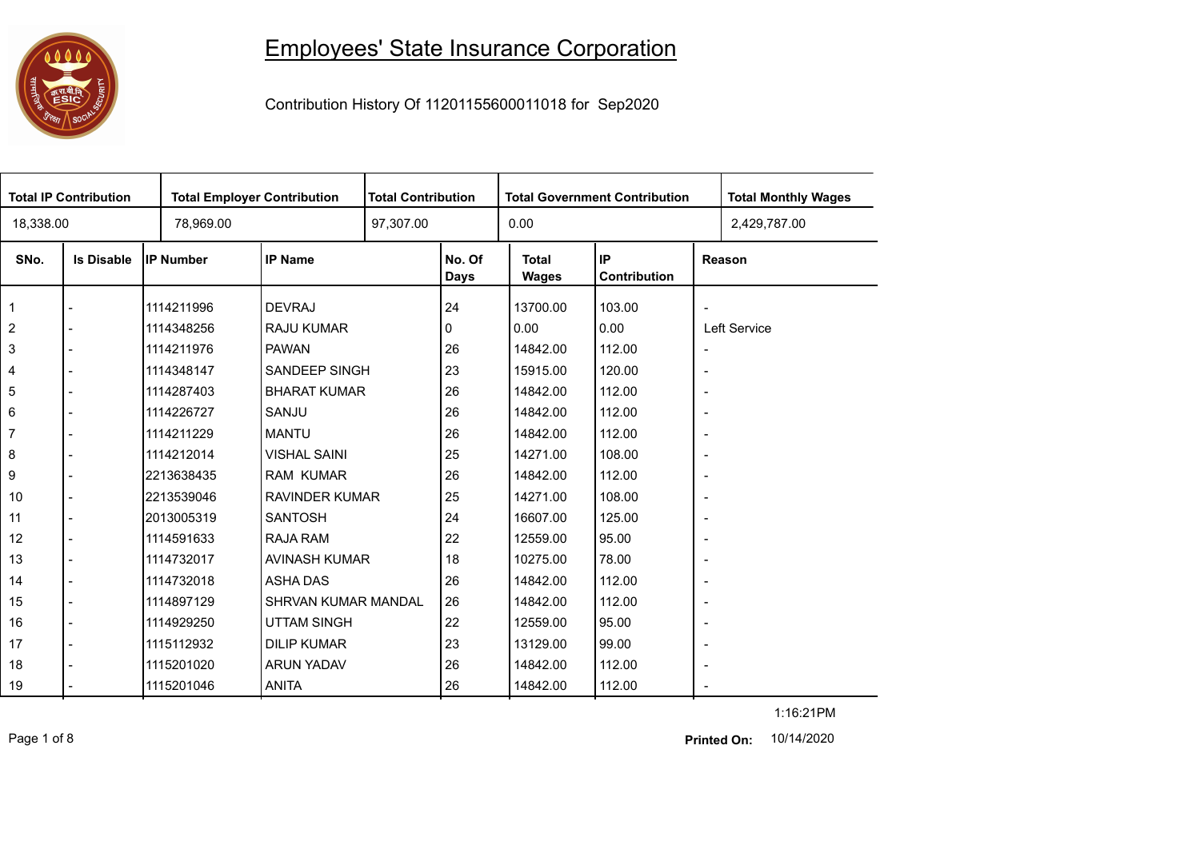# Employees' State Insurance Corporation

Contribution History Of 11201155600011018 for Sep2020

| Total IP Contribution | Total Employer Contribution | Total Contribution | Total Government Contribution | Total Monthly Wages |
|---|---|---|---|---|
| 18,338.00 | 78,969.00 | 97,307.00 | 0.00 | 2,429,787.00 |

| SNo. | Is Disable | IP Number | IP Name | No. Of Days | Total Wages | IP Contribution | Reason |
|---|---|---|---|---|---|---|---|
| 1 | - | 1114211996 | DEVRAJ | 24 | 13700.00 | 103.00 | - |
| 2 | - | 1114348256 | RAJU KUMAR | 0 | 0.00 | 0.00 | Left Service |
| 3 | - | 1114211976 | PAWAN | 26 | 14842.00 | 112.00 | - |
| 4 | - | 1114348147 | SANDEEP SINGH | 23 | 15915.00 | 120.00 | - |
| 5 | - | 1114287403 | BHARAT KUMAR | 26 | 14842.00 | 112.00 | - |
| 6 | - | 1114226727 | SANJU | 26 | 14842.00 | 112.00 | - |
| 7 | - | 1114211229 | MANTU | 26 | 14842.00 | 112.00 | - |
| 8 | - | 1114212014 | VISHAL SAINI | 25 | 14271.00 | 108.00 | - |
| 9 | - | 2213638435 | RAM KUMAR | 26 | 14842.00 | 112.00 | - |
| 10 | - | 2213539046 | RAVINDER KUMAR | 25 | 14271.00 | 108.00 | - |
| 11 | - | 2013005319 | SANTOSH | 24 | 16607.00 | 125.00 | - |
| 12 | - | 1114591633 | RAJA RAM | 22 | 12559.00 | 95.00 | - |
| 13 | - | 1114732017 | AVINASH KUMAR | 18 | 10275.00 | 78.00 | - |
| 14 | - | 1114732018 | ASHA DAS | 26 | 14842.00 | 112.00 | - |
| 15 | - | 1114897129 | SHRVAN KUMAR MANDAL | 26 | 14842.00 | 112.00 | - |
| 16 | - | 1114929250 | UTTAM SINGH | 22 | 12559.00 | 95.00 | - |
| 17 | - | 1115112932 | DILIP KUMAR | 23 | 13129.00 | 99.00 | - |
| 18 | - | 1115201020 | ARUN YADAV | 26 | 14842.00 | 112.00 | - |
| 19 | - | 1115201046 | ANITA | 26 | 14842.00 | 112.00 | - |

1:16:21PM

**Printed On:** 10/14/2020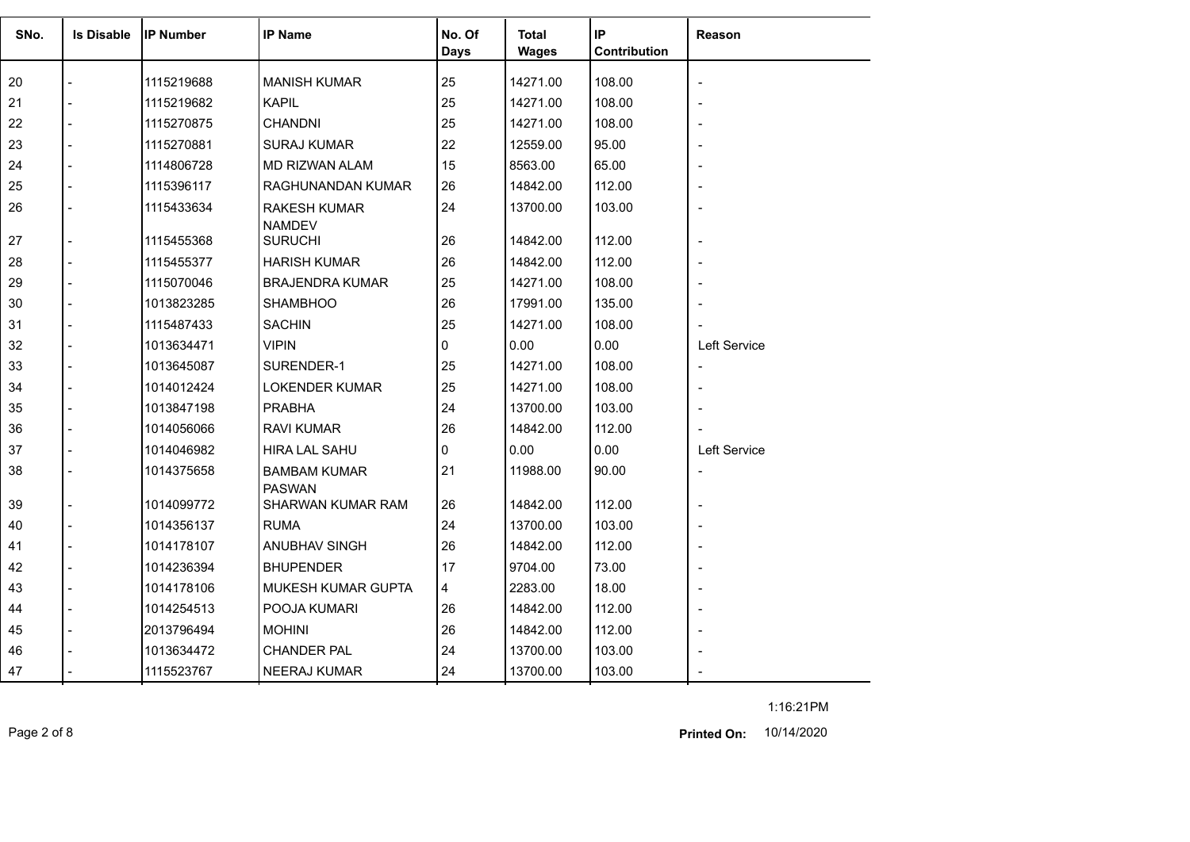| SNo. | Is Disable | IP Number | IP Name | No. Of Days | Total Wages | IP Contribution | Reason |
|---|---|---|---|---|---|---|---|
| 20 | - | 1115219688 | MANISH KUMAR | 25 | 14271.00 | 108.00 | - |
| 21 | - | 1115219682 | KAPIL | 25 | 14271.00 | 108.00 | - |
| 22 | - | 1115270875 | CHANDNI | 25 | 14271.00 | 108.00 | - |
| 23 | - | 1115270881 | SURAJ KUMAR | 22 | 12559.00 | 95.00 | - |
| 24 | - | 1114806728 | MD RIZWAN ALAM | 15 | 8563.00 | 65.00 | - |
| 25 | - | 1115396117 | RAGHUNANDAN KUMAR | 26 | 14842.00 | 112.00 | - |
| 26 | - | 1115433634 | RAKESH KUMAR NAMDEV | 24 | 13700.00 | 103.00 | - |
| 27 | - | 1115455368 | SURUCHI | 26 | 14842.00 | 112.00 | - |
| 28 | - | 1115455377 | HARISH KUMAR | 26 | 14842.00 | 112.00 | - |
| 29 | - | 1115070046 | BRAJENDRA KUMAR | 25 | 14271.00 | 108.00 | - |
| 30 | - | 1013823285 | SHAMBHOO | 26 | 17991.00 | 135.00 | - |
| 31 | - | 1115487433 | SACHIN | 25 | 14271.00 | 108.00 | - |
| 32 | - | 1013634471 | VIPIN | 0 | 0.00 | 0.00 | Left Service |
| 33 | - | 1013645087 | SURENDER-1 | 25 | 14271.00 | 108.00 | - |
| 34 | - | 1014012424 | LOKENDER KUMAR | 25 | 14271.00 | 108.00 | - |
| 35 | - | 1013847198 | PRABHA | 24 | 13700.00 | 103.00 | - |
| 36 | - | 1014056066 | RAVI KUMAR | 26 | 14842.00 | 112.00 | - |
| 37 | - | 1014046982 | HIRA LAL SAHU | 0 | 0.00 | 0.00 | Left Service |
| 38 | - | 1014375658 | BAMBAM KUMAR PASWAN | 21 | 11988.00 | 90.00 | - |
| 39 | - | 1014099772 | SHARWAN KUMAR RAM | 26 | 14842.00 | 112.00 | - |
| 40 | - | 1014356137 | RUMA | 24 | 13700.00 | 103.00 | - |
| 41 | - | 1014178107 | ANUBHAV SINGH | 26 | 14842.00 | 112.00 | - |
| 42 | - | 1014236394 | BHUPENDER | 17 | 9704.00 | 73.00 | - |
| 43 | - | 1014178106 | MUKESH KUMAR GUPTA | 4 | 2283.00 | 18.00 | - |
| 44 | - | 1014254513 | POOJA KUMARI | 26 | 14842.00 | 112.00 | - |
| 45 | - | 2013796494 | MOHINI | 26 | 14842.00 | 112.00 | - |
| 46 | - | 1013634472 | CHANDER PAL | 24 | 13700.00 | 103.00 | - |
| 47 | - | 1115523767 | NEERAJ KUMAR | 24 | 13700.00 | 103.00 | - |

1:16:21PM

**Printed On:** 10/14/2020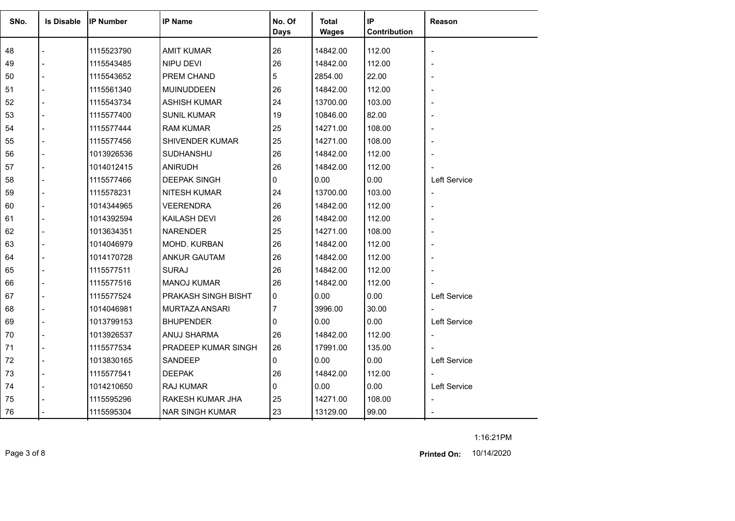| SNo. | Is Disable | IP Number | IP Name | No. Of Days | Total Wages | IP Contribution | Reason |
|---|---|---|---|---|---|---|---|
| 48 | - | 1115523790 | AMIT KUMAR | 26 | 14842.00 | 112.00 | - |
| 49 | - | 1115543485 | NIPU DEVI | 26 | 14842.00 | 112.00 | - |
| 50 | - | 1115543652 | PREM CHAND | 5 | 2854.00 | 22.00 | - |
| 51 | - | 1115561340 | MUINUDDEEN | 26 | 14842.00 | 112.00 | - |
| 52 | - | 1115543734 | ASHISH KUMAR | 24 | 13700.00 | 103.00 | - |
| 53 | - | 1115577400 | SUNIL KUMAR | 19 | 10846.00 | 82.00 | - |
| 54 | - | 1115577444 | RAM KUMAR | 25 | 14271.00 | 108.00 | - |
| 55 | - | 1115577456 | SHIVENDER KUMAR | 25 | 14271.00 | 108.00 | - |
| 56 | - | 1013926536 | SUDHANSHU | 26 | 14842.00 | 112.00 | - |
| 57 | - | 1014012415 | ANIRUDH | 26 | 14842.00 | 112.00 | - |
| 58 | - | 1115577466 | DEEPAK SINGH | 0 | 0.00 | 0.00 | Left Service |
| 59 | - | 1115578231 | NITESH KUMAR | 24 | 13700.00 | 103.00 | - |
| 60 | - | 1014344965 | VEERENDRA | 26 | 14842.00 | 112.00 | - |
| 61 | - | 1014392594 | KAILASH DEVI | 26 | 14842.00 | 112.00 | - |
| 62 | - | 1013634351 | NARENDER | 25 | 14271.00 | 108.00 | - |
| 63 | - | 1014046979 | MOHD. KURBAN | 26 | 14842.00 | 112.00 | - |
| 64 | - | 1014170728 | ANKUR GAUTAM | 26 | 14842.00 | 112.00 | - |
| 65 | - | 1115577511 | SURAJ | 26 | 14842.00 | 112.00 | - |
| 66 | - | 1115577516 | MANOJ KUMAR | 26 | 14842.00 | 112.00 | - |
| 67 | - | 1115577524 | PRAKASH SINGH BISHT | 0 | 0.00 | 0.00 | Left Service |
| 68 | - | 1014046981 | MURTAZA ANSARI | 7 | 3996.00 | 30.00 | - |
| 69 | - | 1013799153 | BHUPENDER | 0 | 0.00 | 0.00 | Left Service |
| 70 | - | 1013926537 | ANUJ SHARMA | 26 | 14842.00 | 112.00 | - |
| 71 | - | 1115577534 | PRADEEP KUMAR SINGH | 26 | 17991.00 | 135.00 | - |
| 72 | - | 1013830165 | SANDEEP | 0 | 0.00 | 0.00 | Left Service |
| 73 | - | 1115577541 | DEEPAK | 26 | 14842.00 | 112.00 | - |
| 74 | - | 1014210650 | RAJ KUMAR | 0 | 0.00 | 0.00 | Left Service |
| 75 | - | 1115595296 | RAKESH KUMAR JHA | 25 | 14271.00 | 108.00 | - |
| 76 | - | 1115595304 | NAR SINGH KUMAR | 23 | 13129.00 | 99.00 | - |

1:16:21PM

**Printed On:** 10/14/2020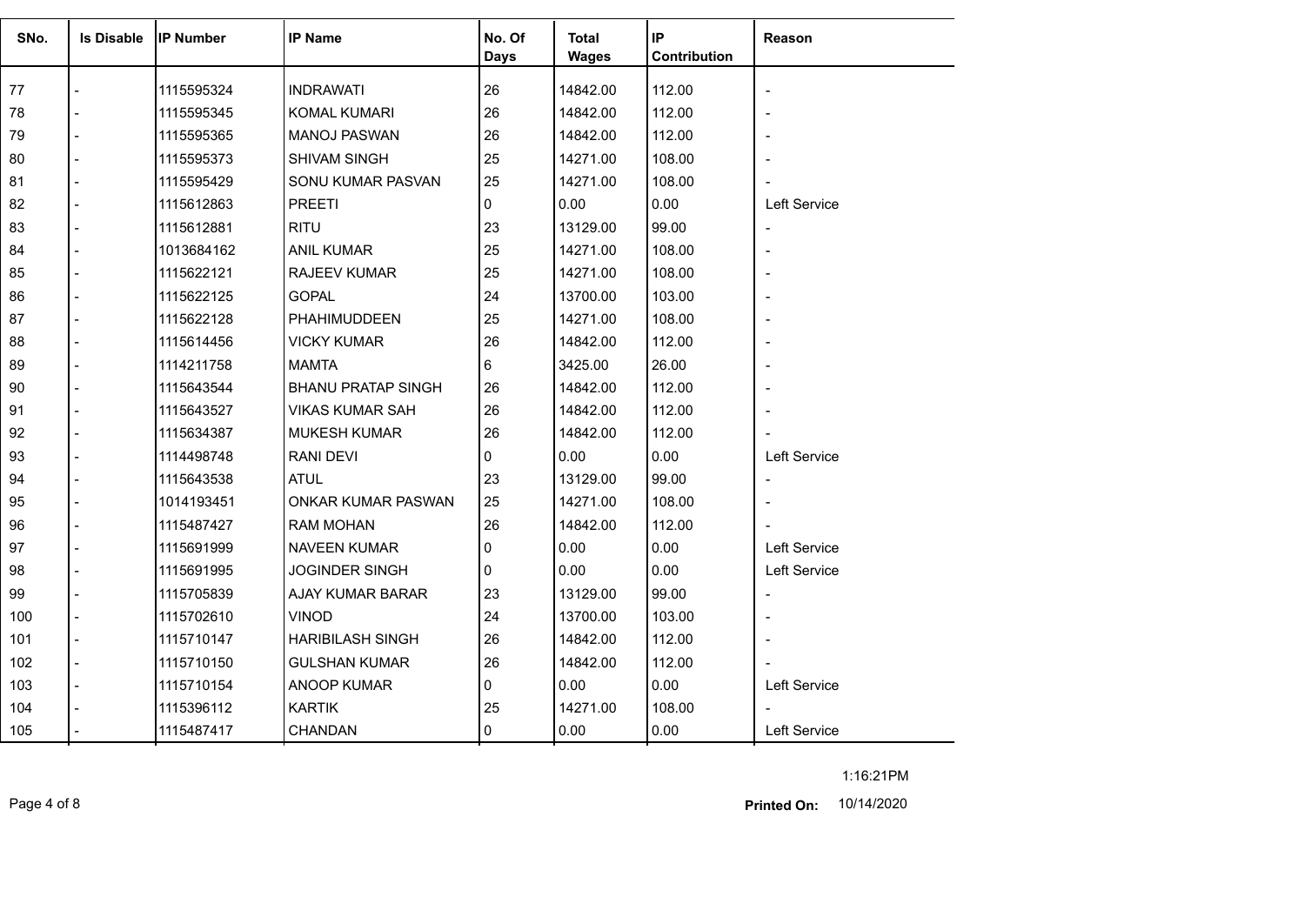| SNo. | Is Disable | IP Number | IP Name | No. Of Days | Total Wages | IP Contribution | Reason |
|---|---|---|---|---|---|---|---|
| 77 | - | 1115595324 | INDRAWATI | 26 | 14842.00 | 112.00 | - |
| 78 | - | 1115595345 | KOMAL KUMARI | 26 | 14842.00 | 112.00 | - |
| 79 | - | 1115595365 | MANOJ PASWAN | 26 | 14842.00 | 112.00 | - |
| 80 | - | 1115595373 | SHIVAM SINGH | 25 | 14271.00 | 108.00 | - |
| 81 | - | 1115595429 | SONU KUMAR PASVAN | 25 | 14271.00 | 108.00 | - |
| 82 | - | 1115612863 | PREETI | 0 | 0.00 | 0.00 | Left Service |
| 83 | - | 1115612881 | RITU | 23 | 13129.00 | 99.00 | - |
| 84 | - | 1013684162 | ANIL KUMAR | 25 | 14271.00 | 108.00 | - |
| 85 | - | 1115622121 | RAJEEV KUMAR | 25 | 14271.00 | 108.00 | - |
| 86 | - | 1115622125 | GOPAL | 24 | 13700.00 | 103.00 | - |
| 87 | - | 1115622128 | PHAHIMUDDEEN | 25 | 14271.00 | 108.00 | - |
| 88 | - | 1115614456 | VICKY KUMAR | 26 | 14842.00 | 112.00 | - |
| 89 | - | 1114211758 | MAMTA | 6 | 3425.00 | 26.00 | - |
| 90 | - | 1115643544 | BHANU PRATAP SINGH | 26 | 14842.00 | 112.00 | - |
| 91 | - | 1115643527 | VIKAS KUMAR SAH | 26 | 14842.00 | 112.00 | - |
| 92 | - | 1115634387 | MUKESH KUMAR | 26 | 14842.00 | 112.00 | - |
| 93 | - | 1114498748 | RANI DEVI | 0 | 0.00 | 0.00 | Left Service |
| 94 | - | 1115643538 | ATUL | 23 | 13129.00 | 99.00 | - |
| 95 | - | 1014193451 | ONKAR KUMAR PASWAN | 25 | 14271.00 | 108.00 | - |
| 96 | - | 1115487427 | RAM MOHAN | 26 | 14842.00 | 112.00 | - |
| 97 | - | 1115691999 | NAVEEN KUMAR | 0 | 0.00 | 0.00 | Left Service |
| 98 | - | 1115691995 | JOGINDER SINGH | 0 | 0.00 | 0.00 | Left Service |
| 99 | - | 1115705839 | AJAY KUMAR BARAR | 23 | 13129.00 | 99.00 | - |
| 100 | - | 1115702610 | VINOD | 24 | 13700.00 | 103.00 | - |
| 101 | - | 1115710147 | HARIBILASH SINGH | 26 | 14842.00 | 112.00 | - |
| 102 | - | 1115710150 | GULSHAN KUMAR | 26 | 14842.00 | 112.00 | - |
| 103 | - | 1115710154 | ANOOP KUMAR | 0 | 0.00 | 0.00 | Left Service |
| 104 | - | 1115396112 | KARTIK | 25 | 14271.00 | 108.00 | - |
| 105 | - | 1115487417 | CHANDAN | 0 | 0.00 | 0.00 | Left Service |

1:16:21PM

**Printed On:** 10/14/2020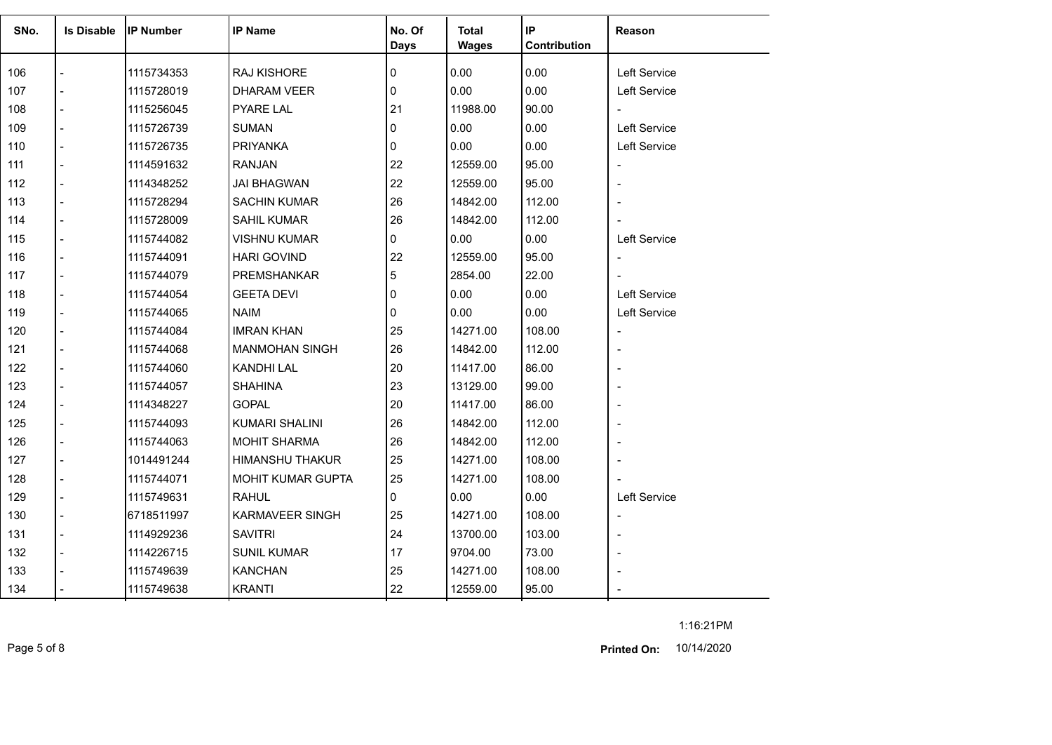| SNo. | Is Disable | IP Number | IP Name | No. Of Days | Total Wages | IP Contribution | Reason |
|---|---|---|---|---|---|---|---|
| 106 | - | 1115734353 | RAJ KISHORE | 0 | 0.00 | 0.00 | Left Service |
| 107 | - | 1115728019 | DHARAM VEER | 0 | 0.00 | 0.00 | Left Service |
| 108 | - | 1115256045 | PYARE LAL | 21 | 11988.00 | 90.00 | - |
| 109 | - | 1115726739 | SUMAN | 0 | 0.00 | 0.00 | Left Service |
| 110 | - | 1115726735 | PRIYANKA | 0 | 0.00 | 0.00 | Left Service |
| 111 | - | 1114591632 | RANJAN | 22 | 12559.00 | 95.00 | - |
| 112 | - | 1114348252 | JAI BHAGWAN | 22 | 12559.00 | 95.00 | - |
| 113 | - | 1115728294 | SACHIN KUMAR | 26 | 14842.00 | 112.00 | - |
| 114 | - | 1115728009 | SAHIL KUMAR | 26 | 14842.00 | 112.00 | - |
| 115 | - | 1115744082 | VISHNU KUMAR | 0 | 0.00 | 0.00 | Left Service |
| 116 | - | 1115744091 | HARI GOVIND | 22 | 12559.00 | 95.00 | - |
| 117 | - | 1115744079 | PREMSHANKAR | 5 | 2854.00 | 22.00 | - |
| 118 | - | 1115744054 | GEETA DEVI | 0 | 0.00 | 0.00 | Left Service |
| 119 | - | 1115744065 | NAIM | 0 | 0.00 | 0.00 | Left Service |
| 120 | - | 1115744084 | IMRAN KHAN | 25 | 14271.00 | 108.00 | - |
| 121 | - | 1115744068 | MANMOHAN SINGH | 26 | 14842.00 | 112.00 | - |
| 122 | - | 1115744060 | KANDHI LAL | 20 | 11417.00 | 86.00 | - |
| 123 | - | 1115744057 | SHAHINA | 23 | 13129.00 | 99.00 | - |
| 124 | - | 1114348227 | GOPAL | 20 | 11417.00 | 86.00 | - |
| 125 | - | 1115744093 | KUMARI SHALINI | 26 | 14842.00 | 112.00 | - |
| 126 | - | 1115744063 | MOHIT SHARMA | 26 | 14842.00 | 112.00 | - |
| 127 | - | 1014491244 | HIMANSHU THAKUR | 25 | 14271.00 | 108.00 | - |
| 128 | - | 1115744071 | MOHIT KUMAR GUPTA | 25 | 14271.00 | 108.00 | - |
| 129 | - | 1115749631 | RAHUL | 0 | 0.00 | 0.00 | Left Service |
| 130 | - | 6718511997 | KARMAVEER SINGH | 25 | 14271.00 | 108.00 | - |
| 131 | - | 1114929236 | SAVITRI | 24 | 13700.00 | 103.00 | - |
| 132 | - | 1114226715 | SUNIL KUMAR | 17 | 9704.00 | 73.00 | - |
| 133 | - | 1115749639 | KANCHAN | 25 | 14271.00 | 108.00 | - |
| 134 | - | 1115749638 | KRANTI | 22 | 12559.00 | 95.00 | - |

1:16:21PM

**Printed On:** 10/14/2020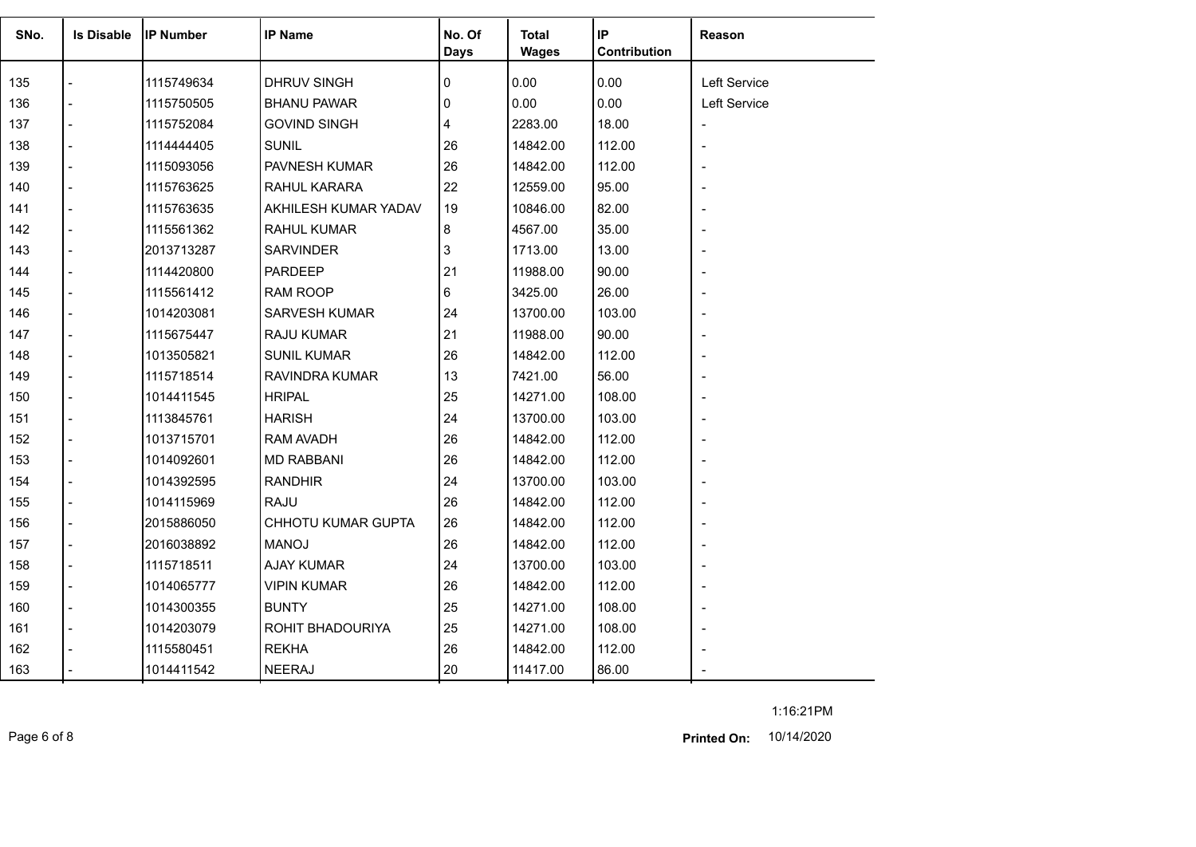| SNo. | Is Disable | IP Number | IP Name | No. Of Days | Total Wages | IP Contribution | Reason |
|---|---|---|---|---|---|---|---|
| 135 | - | 1115749634 | DHRUV SINGH | 0 | 0.00 | 0.00 | Left Service |
| 136 | - | 1115750505 | BHANU PAWAR | 0 | 0.00 | 0.00 | Left Service |
| 137 | - | 1115752084 | GOVIND SINGH | 4 | 2283.00 | 18.00 | - |
| 138 | - | 1114444405 | SUNIL | 26 | 14842.00 | 112.00 | - |
| 139 | - | 1115093056 | PAVNESH KUMAR | 26 | 14842.00 | 112.00 | - |
| 140 | - | 1115763625 | RAHUL KARARA | 22 | 12559.00 | 95.00 | - |
| 141 | - | 1115763635 | AKHILESH KUMAR YADAV | 19 | 10846.00 | 82.00 | - |
| 142 | - | 1115561362 | RAHUL KUMAR | 8 | 4567.00 | 35.00 | - |
| 143 | - | 2013713287 | SARVINDER | 3 | 1713.00 | 13.00 | - |
| 144 | - | 1114420800 | PARDEEP | 21 | 11988.00 | 90.00 | - |
| 145 | - | 1115561412 | RAM ROOP | 6 | 3425.00 | 26.00 | - |
| 146 | - | 1014203081 | SARVESH KUMAR | 24 | 13700.00 | 103.00 | - |
| 147 | - | 1115675447 | RAJU KUMAR | 21 | 11988.00 | 90.00 | - |
| 148 | - | 1013505821 | SUNIL KUMAR | 26 | 14842.00 | 112.00 | - |
| 149 | - | 1115718514 | RAVINDRA KUMAR | 13 | 7421.00 | 56.00 | - |
| 150 | - | 1014411545 | HRIPAL | 25 | 14271.00 | 108.00 | - |
| 151 | - | 1113845761 | HARISH | 24 | 13700.00 | 103.00 | - |
| 152 | - | 1013715701 | RAM AVADH | 26 | 14842.00 | 112.00 | - |
| 153 | - | 1014092601 | MD RABBANI | 26 | 14842.00 | 112.00 | - |
| 154 | - | 1014392595 | RANDHIR | 24 | 13700.00 | 103.00 | - |
| 155 | - | 1014115969 | RAJU | 26 | 14842.00 | 112.00 | - |
| 156 | - | 2015886050 | CHHOTU KUMAR GUPTA | 26 | 14842.00 | 112.00 | - |
| 157 | - | 2016038892 | MANOJ | 26 | 14842.00 | 112.00 | - |
| 158 | - | 1115718511 | AJAY KUMAR | 24 | 13700.00 | 103.00 | - |
| 159 | - | 1014065777 | VIPIN KUMAR | 26 | 14842.00 | 112.00 | - |
| 160 | - | 1014300355 | BUNTY | 25 | 14271.00 | 108.00 | - |
| 161 | - | 1014203079 | ROHIT BHADOURIYA | 25 | 14271.00 | 108.00 | - |
| 162 | - | 1115580451 | REKHA | 26 | 14842.00 | 112.00 | - |
| 163 | - | 1014411542 | NEERAJ | 20 | 11417.00 | 86.00 | - |

1:16:21PM

**Printed On:** 10/14/2020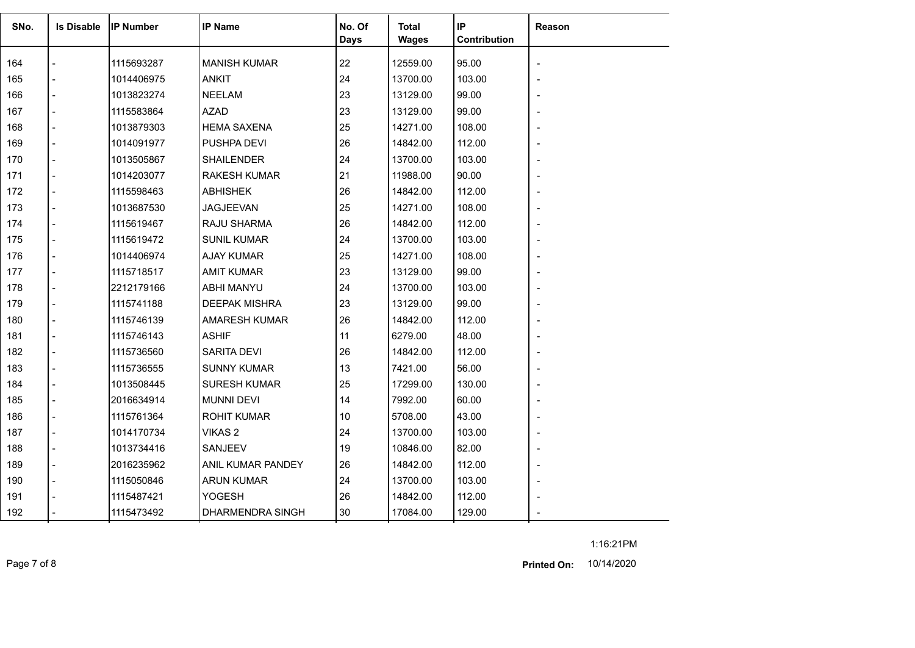| SNo. | Is Disable | IP Number | IP Name | No. Of Days | Total Wages | IP Contribution | Reason |
|---|---|---|---|---|---|---|---|
| 164 | - | 1115693287 | MANISH KUMAR | 22 | 12559.00 | 95.00 | - |
| 165 | - | 1014406975 | ANKIT | 24 | 13700.00 | 103.00 | - |
| 166 | - | 1013823274 | NEELAM | 23 | 13129.00 | 99.00 | - |
| 167 | - | 1115583864 | AZAD | 23 | 13129.00 | 99.00 | - |
| 168 | - | 1013879303 | HEMA SAXENA | 25 | 14271.00 | 108.00 | - |
| 169 | - | 1014091977 | PUSHPA DEVI | 26 | 14842.00 | 112.00 | - |
| 170 | - | 1013505867 | SHAILENDER | 24 | 13700.00 | 103.00 | - |
| 171 | - | 1014203077 | RAKESH KUMAR | 21 | 11988.00 | 90.00 | - |
| 172 | - | 1115598463 | ABHISHEK | 26 | 14842.00 | 112.00 | - |
| 173 | - | 1013687530 | JAGJEEVAN | 25 | 14271.00 | 108.00 | - |
| 174 | - | 1115619467 | RAJU SHARMA | 26 | 14842.00 | 112.00 | - |
| 175 | - | 1115619472 | SUNIL KUMAR | 24 | 13700.00 | 103.00 | - |
| 176 | - | 1014406974 | AJAY KUMAR | 25 | 14271.00 | 108.00 | - |
| 177 | - | 1115718517 | AMIT KUMAR | 23 | 13129.00 | 99.00 | - |
| 178 | - | 2212179166 | ABHI MANYU | 24 | 13700.00 | 103.00 | - |
| 179 | - | 1115741188 | DEEPAK MISHRA | 23 | 13129.00 | 99.00 | - |
| 180 | - | 1115746139 | AMARESH KUMAR | 26 | 14842.00 | 112.00 | - |
| 181 | - | 1115746143 | ASHIF | 11 | 6279.00 | 48.00 | - |
| 182 | - | 1115736560 | SARITA DEVI | 26 | 14842.00 | 112.00 | - |
| 183 | - | 1115736555 | SUNNY KUMAR | 13 | 7421.00 | 56.00 | - |
| 184 | - | 1013508445 | SURESH KUMAR | 25 | 17299.00 | 130.00 | - |
| 185 | - | 2016634914 | MUNNI DEVI | 14 | 7992.00 | 60.00 | - |
| 186 | - | 1115761364 | ROHIT KUMAR | 10 | 5708.00 | 43.00 | - |
| 187 | - | 1014170734 | VIKAS 2 | 24 | 13700.00 | 103.00 | - |
| 188 | - | 1013734416 | SANJEEV | 19 | 10846.00 | 82.00 | - |
| 189 | - | 2016235962 | ANIL KUMAR PANDEY | 26 | 14842.00 | 112.00 | - |
| 190 | - | 1115050846 | ARUN KUMAR | 24 | 13700.00 | 103.00 | - |
| 191 | - | 1115487421 | YOGESH | 26 | 14842.00 | 112.00 | - |
| 192 | - | 1115473492 | DHARMENDRA SINGH | 30 | 17084.00 | 129.00 | - |

1:16:21PM

**Printed On:** 10/14/2020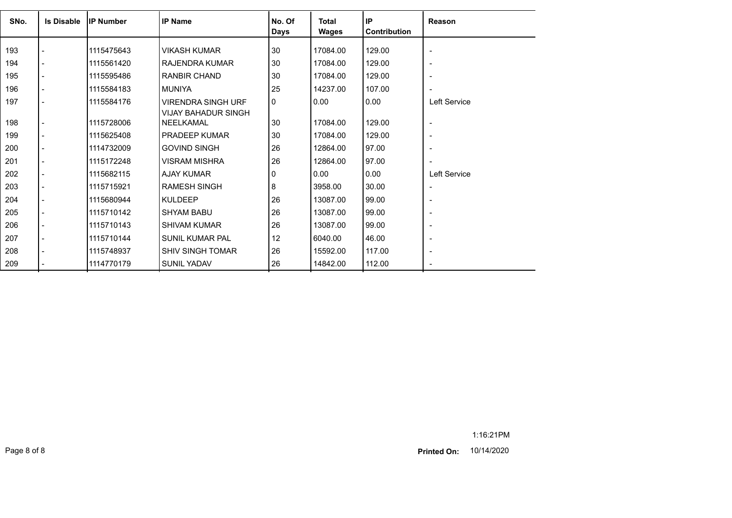| SNo. | Is Disable | IP Number | IP Name | No. Of Days | Total Wages | IP Contribution | Reason |
|---|---|---|---|---|---|---|---|
| 193 | - | 1115475643 | VIKASH KUMAR | 30 | 17084.00 | 129.00 | - |
| 194 | - | 1115561420 | RAJENDRA KUMAR | 30 | 17084.00 | 129.00 | - |
| 195 | - | 1115595486 | RANBIR CHAND | 30 | 17084.00 | 129.00 | - |
| 196 | - | 1115584183 | MUNIYA | 25 | 14237.00 | 107.00 | - |
| 197 | - | 1115584176 | VIRENDRA SINGH URF VIJAY BAHADUR SINGH | 0 | 0.00 | 0.00 | Left Service |
| 198 | - | 1115728006 | NEELKAMAL | 30 | 17084.00 | 129.00 | - |
| 199 | - | 1115625408 | PRADEEP KUMAR | 30 | 17084.00 | 129.00 | - |
| 200 | - | 1114732009 | GOVIND SINGH | 26 | 12864.00 | 97.00 | - |
| 201 | - | 1115172248 | VISRAM MISHRA | 26 | 12864.00 | 97.00 | - |
| 202 | - | 1115682115 | AJAY KUMAR | 0 | 0.00 | 0.00 | Left Service |
| 203 | - | 1115715921 | RAMESH SINGH | 8 | 3958.00 | 30.00 | - |
| 204 | - | 1115680944 | KULDEEP | 26 | 13087.00 | 99.00 | - |
| 205 | - | 1115710142 | SHYAM BABU | 26 | 13087.00 | 99.00 | - |
| 206 | - | 1115710143 | SHIVAM KUMAR | 26 | 13087.00 | 99.00 | - |
| 207 | - | 1115710144 | SUNIL KUMAR PAL | 12 | 6040.00 | 46.00 | - |
| 208 | - | 1115748937 | SHIV SINGH TOMAR | 26 | 15592.00 | 117.00 | - |
| 209 | - | 1114770179 | SUNIL YADAV | 26 | 14842.00 | 112.00 | - |

1:16:21PM

**Printed On:** 10/14/2020